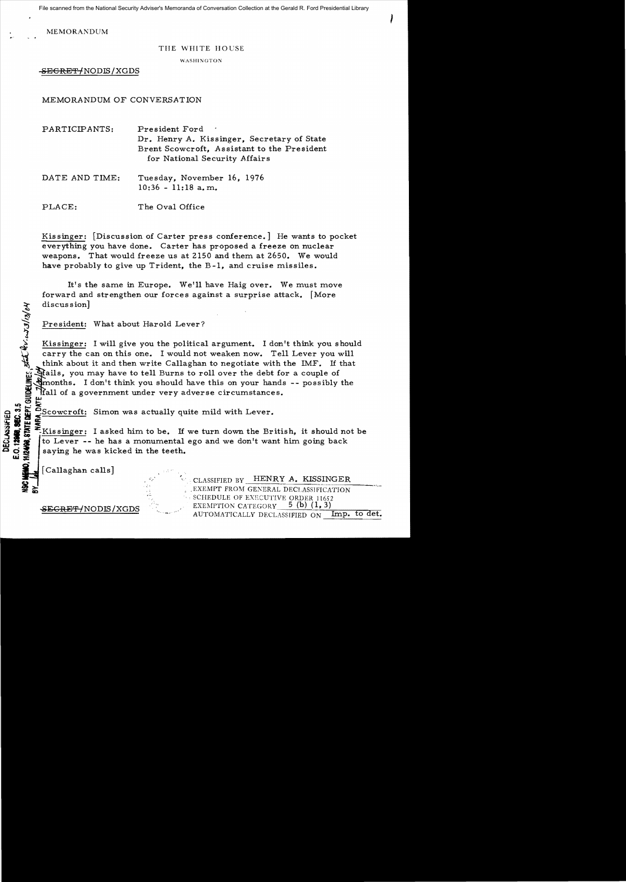MEMORANDUM

THE WHITE HOUSE

WASHINGTON

~~SECRET~~/NODIS/XGDS

MEMORANDUM OF CONVERSATION

PARTICIPANTS: President Ford
Dr. Henry A. Kissinger, Secretary of State
Brent Scowcroft, Assistant to the President for National Security Affairs

DATE AND TIME: Tuesday, November 16, 1976
10:36 - 11:18 a.m.

PLACE: The Oval Office

Kissinger: [Discussion of Carter press conference.] He wants to pocket everything you have done. Carter has proposed a freeze on nuclear weapons. That would freeze us at 2150 and them at 2650. We would have probably to give up Trident, the B-1, and cruise missiles.

It's the same in Europe. We'll have Haig over. We must move forward and strengthen our forces against a surprise attack. [More discussion]

President: What about Harold Lever?

Kissinger: I will give you the political argument. I don't think you should carry the can on this one. I would not weaken now. Tell Lever you will think about it and then write Callaghan to negotiate with the IMF. If that fails, you may have to tell Burns to roll over the debt for a couple of months. I don't think you should have this on your hands -- possibly the fall of a government under very adverse circumstances.

Scowcroft: Simon was actually quite mild with Lever.

Kissinger: I asked him to be. If we turn down the British, it should not be to Lever -- he has a monumental ego and we don't want him going back saying he was kicked in the teeth.

[Callaghan calls]

~~SECRET~~/NODIS/XGDS

CLASSIFIED BY HENRY A. KISSINGER
EXEMPT FROM GENERAL DECLASSIFICATION SCHEDULE OF EXECUTIVE ORDER 11652
EXEMPTION CATEGORY 5 (b) (1, 3)
AUTOMATICALLY DECLASSIFIED ON Imp. to det.

DECLASSIFIED
E.O. 12958, SEC. 3.5
NSC MEMO, 11/24/98, STATE DEPT. GUIDELINES, State Dev. 3/13/04
BY [initials], NARA, DATE 7/20/04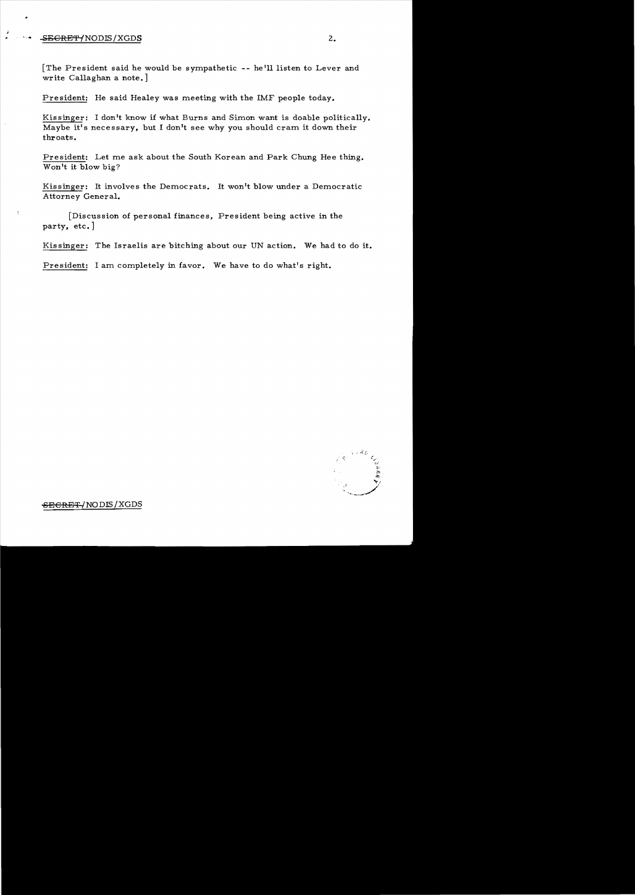[The President said he would be sympathetic -- he'll listen to Lever and write Callaghan a note.]

President: He said Healey was meeting with the IMF people today.

Kissinger: I don't know if what Burns and Simon want is doable politically. Maybe it's necessary, but I don't see why you should cram it down their throats.

President: Let me ask about the South Korean and Park Chung Hee thing. Won't it blow big?

Kissinger: It involves the Democrats. It won't blow under a Democratic Attorney General.

[Discussion of personal finances, President being active in the party, etc.]

Kissinger: The Israelis are bitching about our UN action. We had to do it.

President: I am completely in favor. We have to do what's right.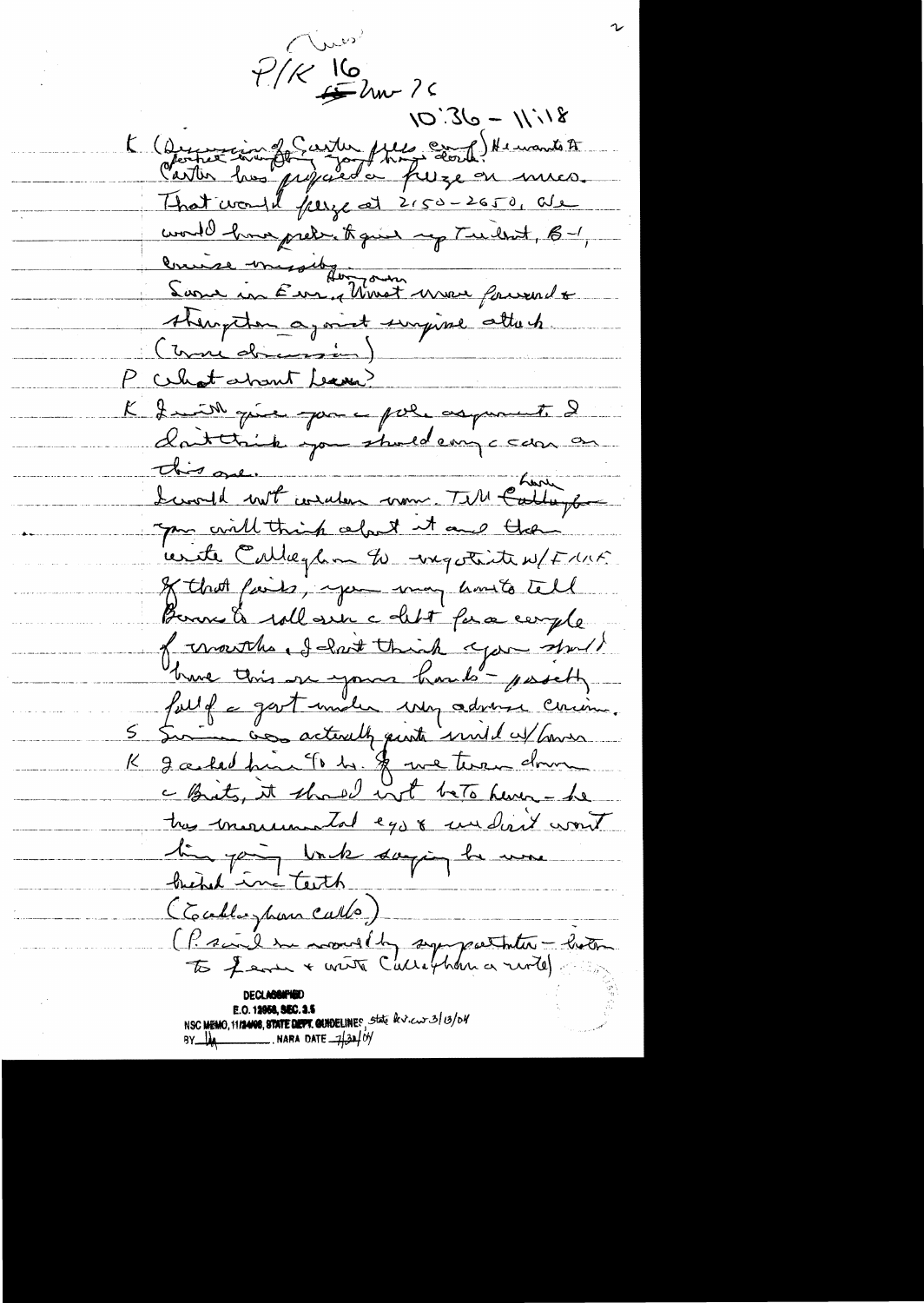Cues

P/K 16 Nov 76

10:36 – 11:18

K (Discussion of Carter press conf.) He wants to [further try fly forward] Carter has proposed a freeze on mies. That would freeze at 2150-2650. We would have problem giving up Trident, B-1, cruise missiles.

Same in Eur. Hungarian Minist[er] were forward[ing] strengthen against surprise attack. (More discussion)

P What about Leacon?

K I will give you pro arguments. I don't think you should carry c can on this one. I would not weaken now. Tell Callaghan you will think about it and then write Callaghan to negotiate w/ FRG. If that fails, you may want to tell Burns to roll over the debt for a couple of months. I don't think you should have this on your hands – possibly fall of a govt under very adverse circum.

S Simon was actually quite mild w/ Leacon

K I asked him to be. If we turn down c Brits, it should not be to Leacon – he has monumental ego & we don't want him going back saying he was kicked in teeth

(Callaghan calls)

(P said he would be sympathetic – listen to Leacon & write Callaghan a note)

DECLASSIFIED
E.O. 12958, SEC. 3.5
NSC MEMO, 11/24/98, STATE DEPT. GUIDELINES, State Rev. 3/13/04
BY [illegible] NARA DATE 7/30/04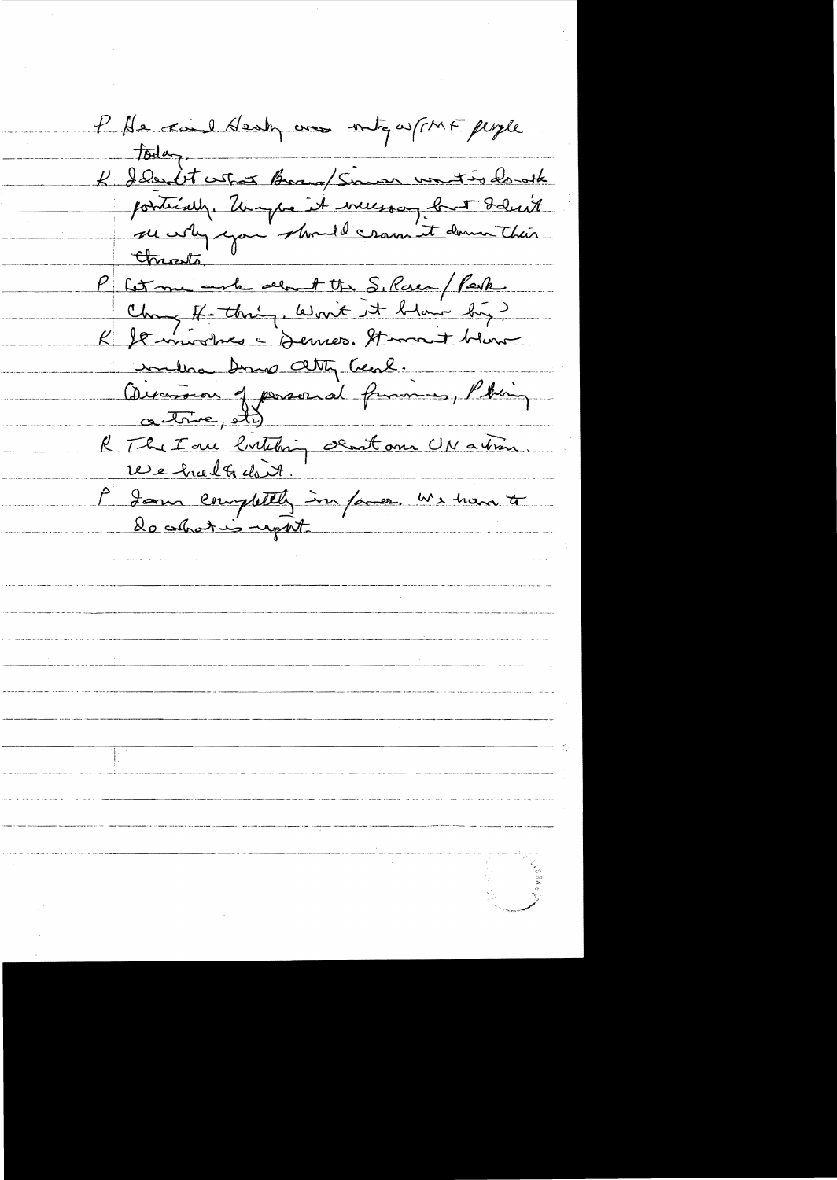P He said Healey was mtg w/IMF people today.

K I don't what Brown/Simon want to do -- it politically. Maybe it necessary but I don't see why you should cram it down their throats.

P Let me ask about the S. Korea / Park Chung H-thing. Won't it blow big?

K It involves a Democ. It won't blow unless Dems attack Genl.

Discussion of personal finances, P being active, etc.

K The I are bitching about our UN action. We had to do it.

P I am completely in favor. We have to do what is right.